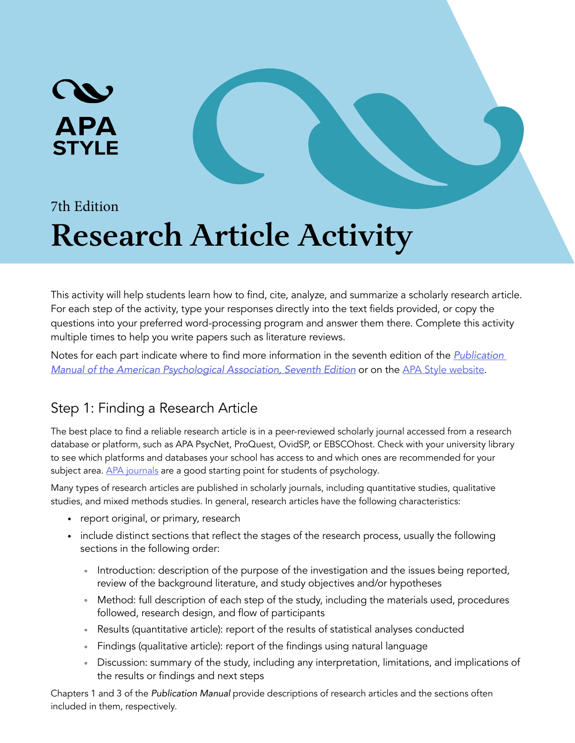APA STYLE

7th Edition

# Research Article Activity

This activity will help students learn how to find, cite, analyze, and summarize a scholarly research article. For each step of the activity, type your responses directly into the text fields provided, or copy the questions into your preferred word-processing program and answer them there. Complete this activity multiple times to help you write papers such as literature reviews.

Notes for each part indicate where to find more information in the seventh edition of the *Publication Manual of the American Psychological Association, Seventh Edition* or on the APA Style website.

## Step 1: Finding a Research Article

The best place to find a reliable research article is in a peer-reviewed scholarly journal accessed from a research database or platform, such as APA PsycNet, ProQuest, OvidSP, or EBSCOhost. Check with your university library to see which platforms and databases your school has access to and which ones are recommended for your subject area. APA journals are a good starting point for students of psychology.

Many types of research articles are published in scholarly journals, including quantitative studies, qualitative studies, and mixed methods studies. In general, research articles have the following characteristics:

- report original, or primary, research
- include distinct sections that reflect the stages of the research process, usually the following sections in the following order:
  - Introduction: description of the purpose of the investigation and the issues being reported, review of the background literature, and study objectives and/or hypotheses
  - Method: full description of each step of the study, including the materials used, procedures followed, research design, and flow of participants
  - Results (quantitative article): report of the results of statistical analyses conducted
  - Findings (qualitative article): report of the findings using natural language
  - Discussion: summary of the study, including any interpretation, limitations, and implications of the results or findings and next steps

Chapters 1 and 3 of the *Publication Manual* provide descriptions of research articles and the sections often included in them, respectively.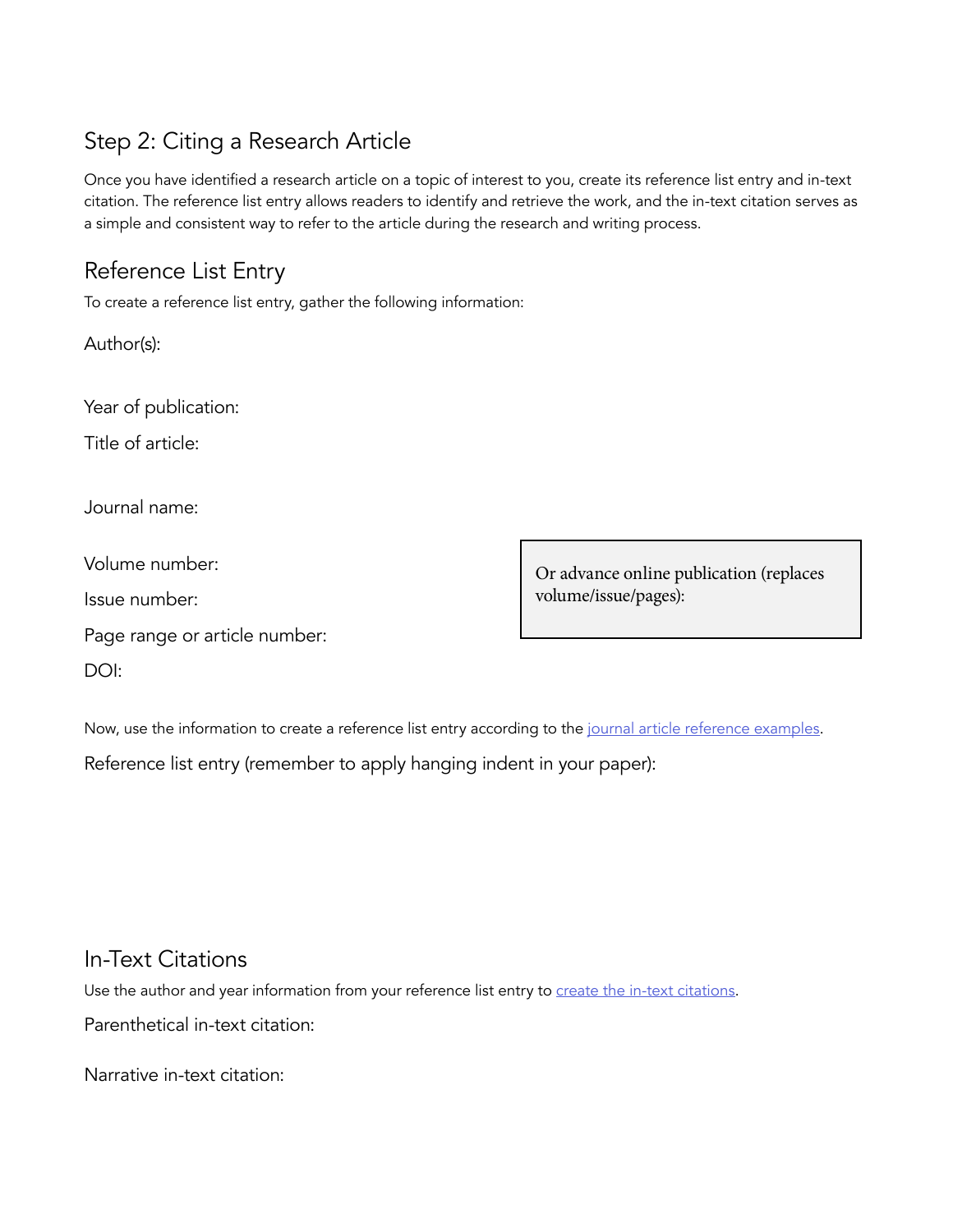## Step 2: Citing a Research Article

Once you have identified a research article on a topic of interest to you, create its reference list entry and in-text citation. The reference list entry allows readers to identify and retrieve the work, and the in-text citation serves as a simple and consistent way to refer to the article during the research and writing process.

### Reference List Entry

To create a reference list entry, gather the following information:

Author(s):

Year of publication:

Title of article:

Journal name:

Volume number:

Issue number:

Page range or article number:

DOI:

Or advance online publication (replaces volume/issue/pages):

Now, use the information to create a reference list entry according to the journal article reference examples.

Reference list entry (remember to apply hanging indent in your paper):

### In-Text Citations

Use the author and year information from your reference list entry to create the in-text citations.

Parenthetical in-text citation:

Narrative in-text citation: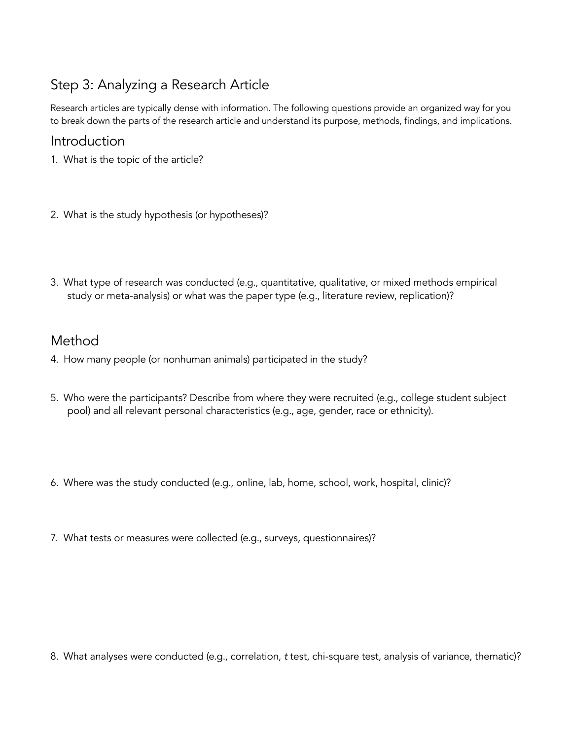## Step 3: Analyzing a Research Article

Research articles are typically dense with information. The following questions provide an organized way for you to break down the parts of the research article and understand its purpose, methods, findings, and implications.

### Introduction

1. What is the topic of the article?

2. What is the study hypothesis (or hypotheses)?

3. What type of research was conducted (e.g., quantitative, qualitative, or mixed methods empirical study or meta-analysis) or what was the paper type (e.g., literature review, replication)?

### Method

4. How many people (or nonhuman animals) participated in the study?

5. Who were the participants? Describe from where they were recruited (e.g., college student subject pool) and all relevant personal characteristics (e.g., age, gender, race or ethnicity).

6. Where was the study conducted (e.g., online, lab, home, school, work, hospital, clinic)?

7. What tests or measures were collected (e.g., surveys, questionnaires)?

8. What analyses were conducted (e.g., correlation, *t* test, chi-square test, analysis of variance, thematic)?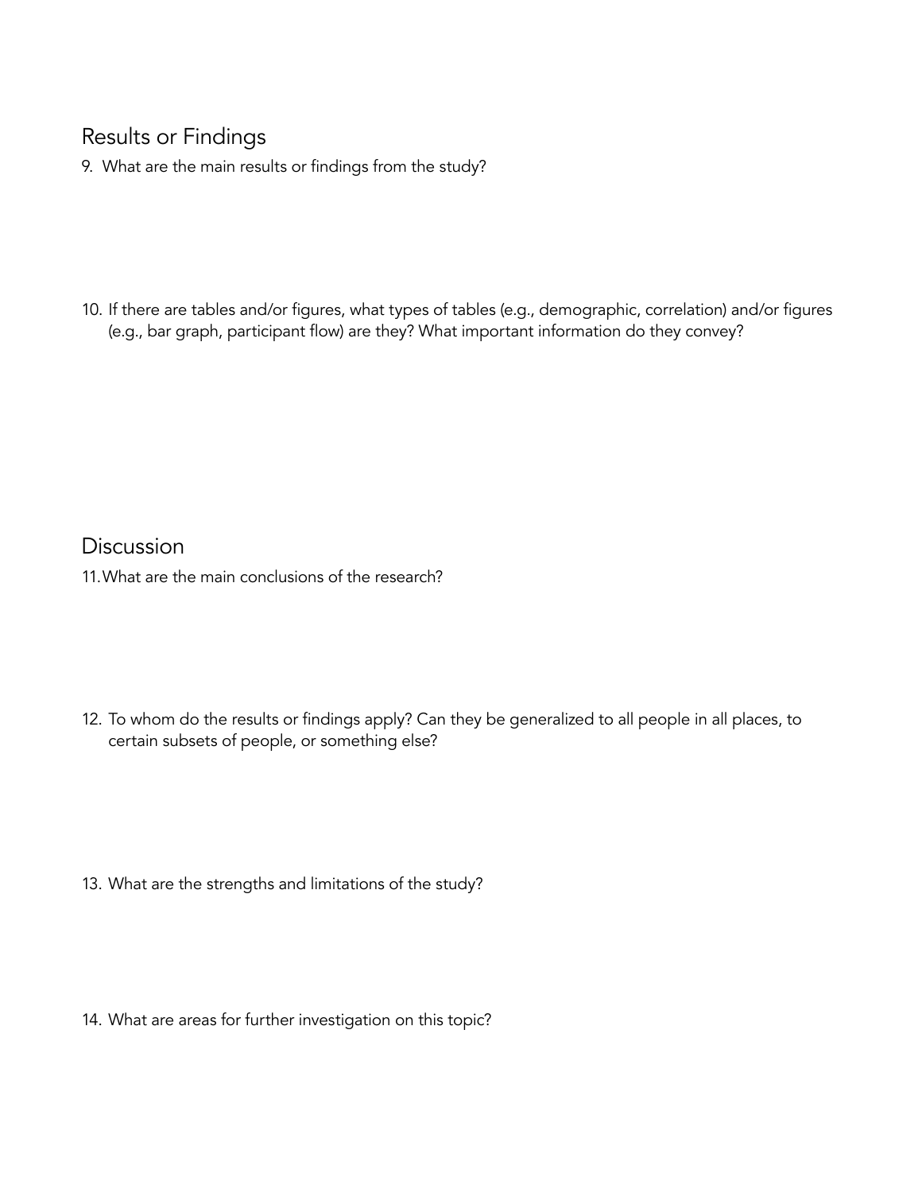## Results or Findings

9. What are the main results or findings from the study?

10. If there are tables and/or figures, what types of tables (e.g., demographic, correlation) and/or figures (e.g., bar graph, participant flow) are they? What important information do they convey?

## Discussion

11. What are the main conclusions of the research?

12. To whom do the results or findings apply? Can they be generalized to all people in all places, to certain subsets of people, or something else?

13. What are the strengths and limitations of the study?

14. What are areas for further investigation on this topic?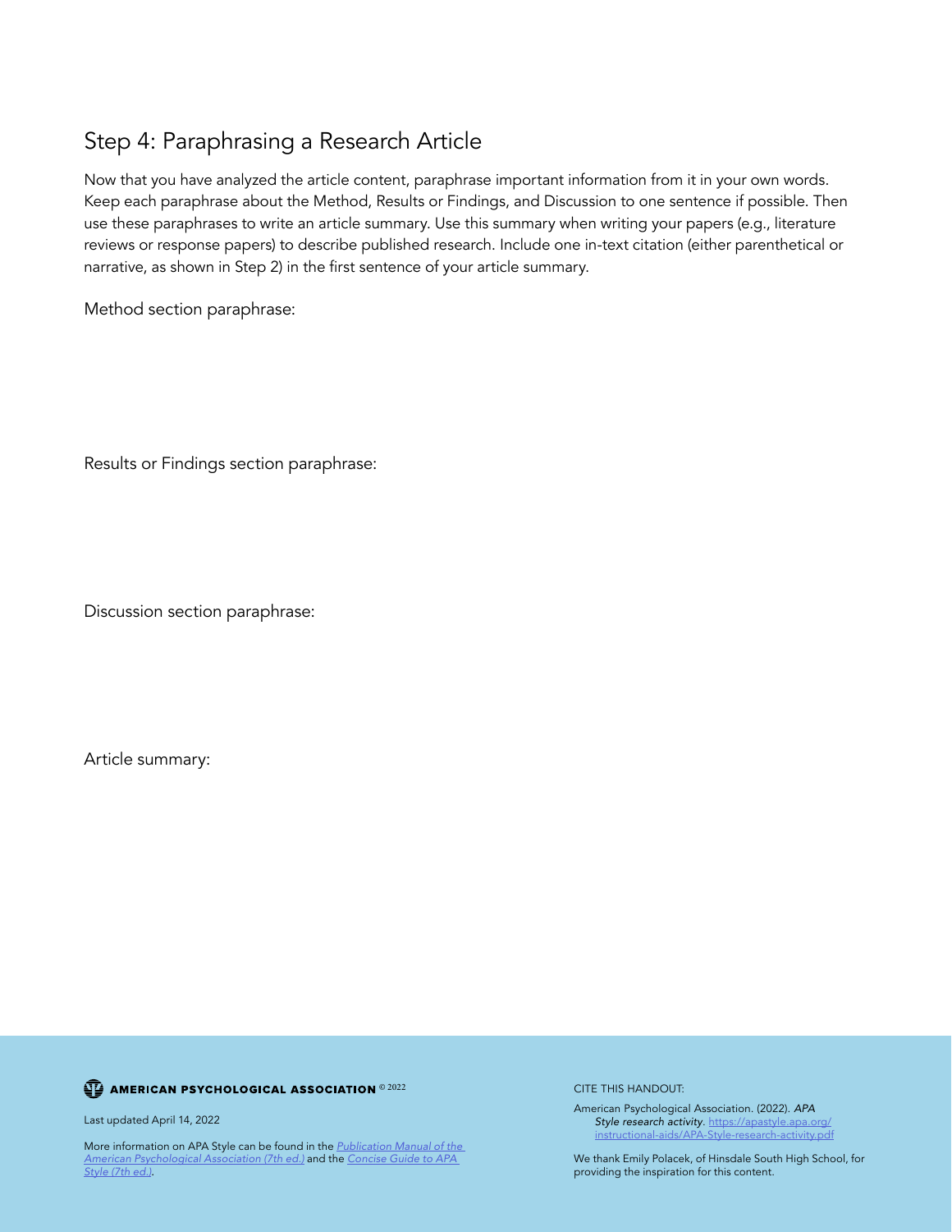## Step 4: Paraphrasing a Research Article

Now that you have analyzed the article content, paraphrase important information from it in your own words. Keep each paraphrase about the Method, Results or Findings, and Discussion to one sentence if possible. Then use these paraphrases to write an article summary. Use this summary when writing your papers (e.g., literature reviews or response papers) to describe published research. Include one in-text citation (either parenthetical or narrative, as shown in Step 2) in the first sentence of your article summary.

Method section paraphrase:

Results or Findings section paraphrase:

Discussion section paraphrase:

Article summary:

**AMERICAN PSYCHOLOGICAL ASSOCIATION** © 2022

Last updated April 14, 2022

More information on APA Style can be found in the *Publication Manual of the American Psychological Association (7th ed.)* and the *Concise Guide to APA Style (7th ed.)*.

CITE THIS HANDOUT:

American Psychological Association. (2022). *APA Style research activity*. https://apastyle.apa.org/instructional-aids/APA-Style-research-activity.pdf

We thank Emily Polacek, of Hinsdale South High School, for providing the inspiration for this content.